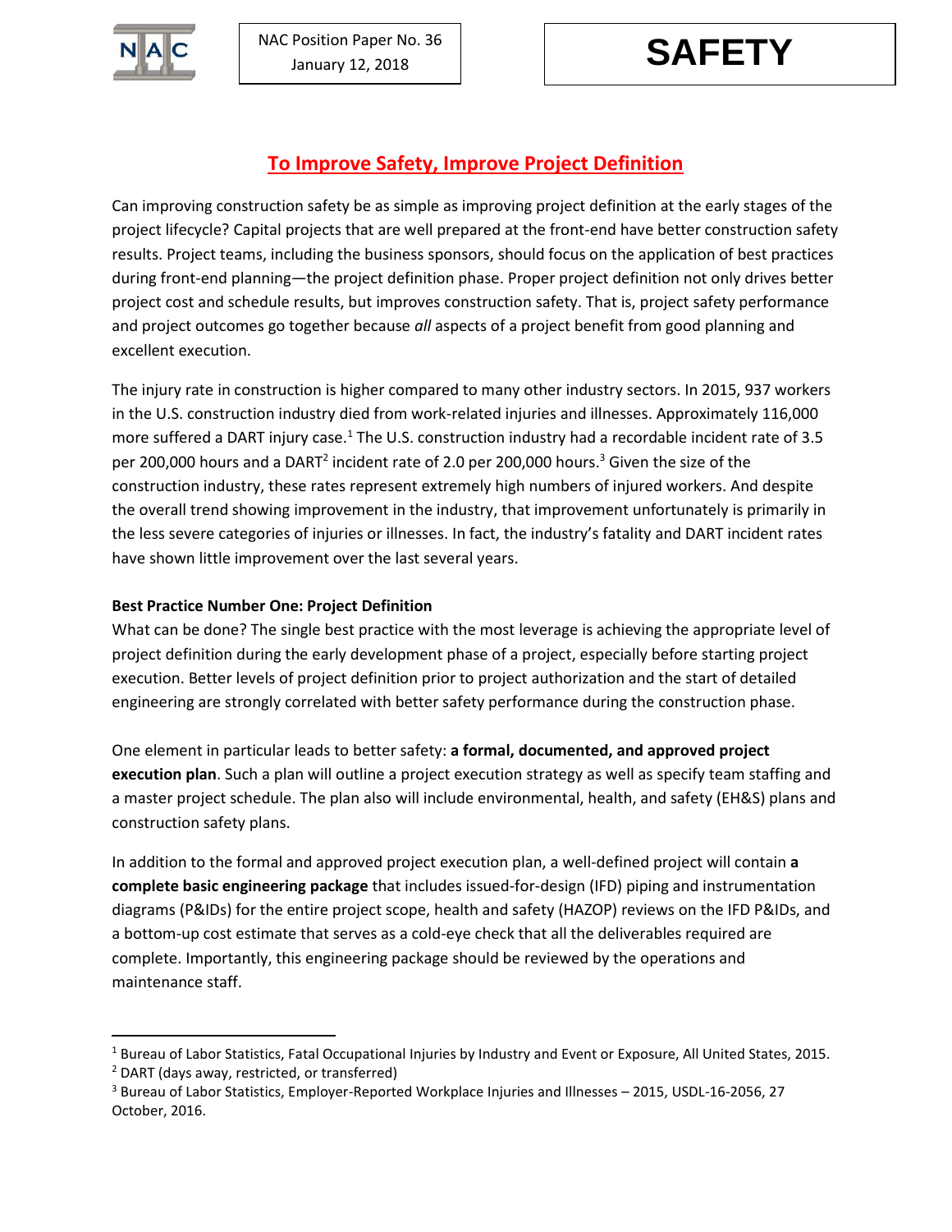NAC Position Paper No. 36
January 12, 2018

**SAFETY**

# To Improve Safety, Improve Project Definition

Can improving construction safety be as simple as improving project definition at the early stages of the project lifecycle? Capital projects that are well prepared at the front-end have better construction safety results. Project teams, including the business sponsors, should focus on the application of best practices during front-end planning—the project definition phase. Proper project definition not only drives better project cost and schedule results, but improves construction safety. That is, project safety performance and project outcomes go together because *all* aspects of a project benefit from good planning and excellent execution.

The injury rate in construction is higher compared to many other industry sectors. In 2015, 937 workers in the U.S. construction industry died from work-related injuries and illnesses. Approximately 116,000 more suffered a DART injury case.[1] The U.S. construction industry had a recordable incident rate of 3.5 per 200,000 hours and a DART[2] incident rate of 2.0 per 200,000 hours.[3] Given the size of the construction industry, these rates represent extremely high numbers of injured workers. And despite the overall trend showing improvement in the industry, that improvement unfortunately is primarily in the less severe categories of injuries or illnesses. In fact, the industry's fatality and DART incident rates have shown little improvement over the last several years.

**Best Practice Number One: Project Definition**

What can be done? The single best practice with the most leverage is achieving the appropriate level of project definition during the early development phase of a project, especially before starting project execution. Better levels of project definition prior to project authorization and the start of detailed engineering are strongly correlated with better safety performance during the construction phase.

One element in particular leads to better safety: **a formal, documented, and approved project execution plan**. Such a plan will outline a project execution strategy as well as specify team staffing and a master project schedule. The plan also will include environmental, health, and safety (EH&S) plans and construction safety plans.

In addition to the formal and approved project execution plan, a well-defined project will contain **a complete basic engineering package** that includes issued-for-design (IFD) piping and instrumentation diagrams (P&IDs) for the entire project scope, health and safety (HAZOP) reviews on the IFD P&IDs, and a bottom-up cost estimate that serves as a cold-eye check that all the deliverables required are complete. Importantly, this engineering package should be reviewed by the operations and maintenance staff.

---

[1] Bureau of Labor Statistics, Fatal Occupational Injuries by Industry and Event or Exposure, All United States, 2015.

[2] DART (days away, restricted, or transferred)

[3] Bureau of Labor Statistics, Employer-Reported Workplace Injuries and Illnesses – 2015, USDL-16-2056, 27 October, 2016.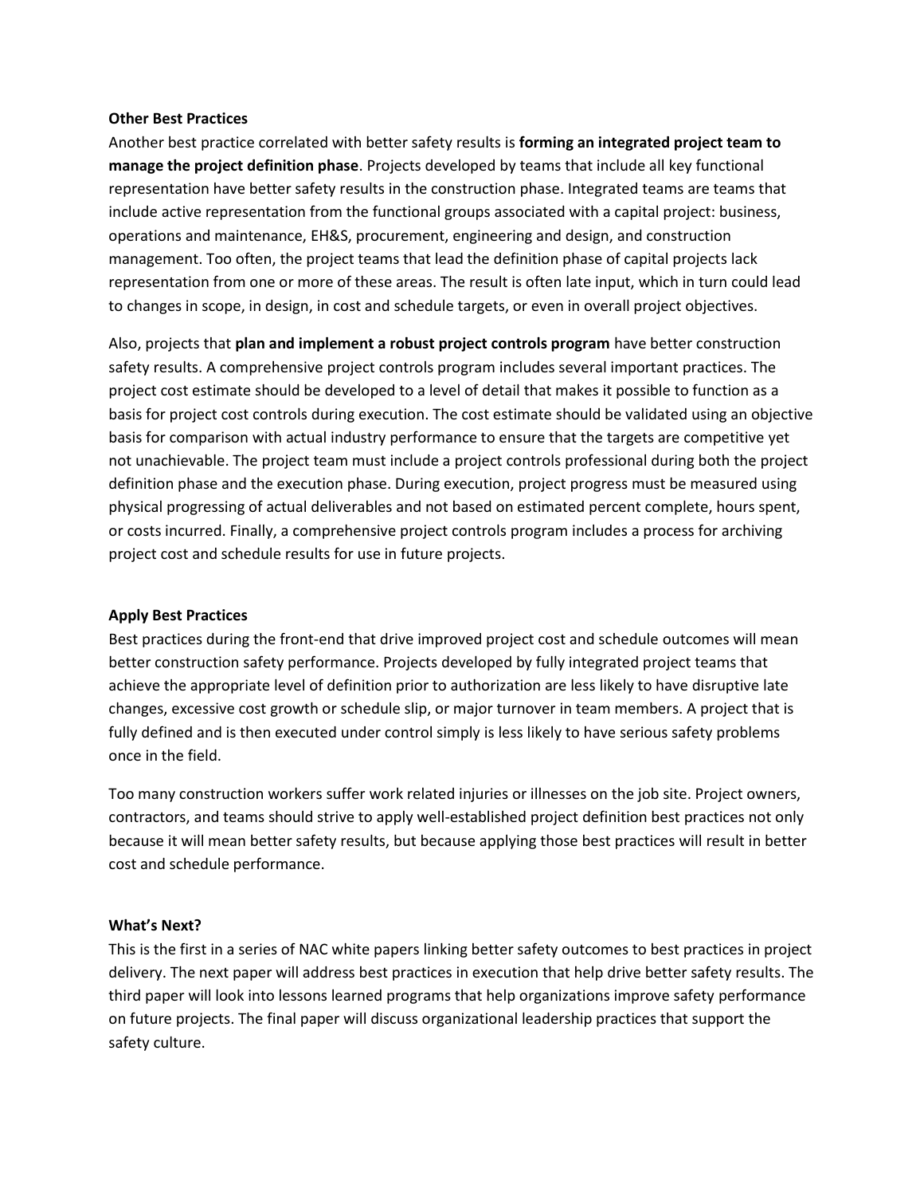### Other Best Practices

Another best practice correlated with better safety results is **forming an integrated project team to manage the project definition phase**. Projects developed by teams that include all key functional representation have better safety results in the construction phase. Integrated teams are teams that include active representation from the functional groups associated with a capital project: business, operations and maintenance, EH&S, procurement, engineering and design, and construction management. Too often, the project teams that lead the definition phase of capital projects lack representation from one or more of these areas. The result is often late input, which in turn could lead to changes in scope, in design, in cost and schedule targets, or even in overall project objectives.

Also, projects that **plan and implement a robust project controls program** have better construction safety results. A comprehensive project controls program includes several important practices. The project cost estimate should be developed to a level of detail that makes it possible to function as a basis for project cost controls during execution. The cost estimate should be validated using an objective basis for comparison with actual industry performance to ensure that the targets are competitive yet not unachievable. The project team must include a project controls professional during both the project definition phase and the execution phase. During execution, project progress must be measured using physical progressing of actual deliverables and not based on estimated percent complete, hours spent, or costs incurred. Finally, a comprehensive project controls program includes a process for archiving project cost and schedule results for use in future projects.

### Apply Best Practices

Best practices during the front-end that drive improved project cost and schedule outcomes will mean better construction safety performance. Projects developed by fully integrated project teams that achieve the appropriate level of definition prior to authorization are less likely to have disruptive late changes, excessive cost growth or schedule slip, or major turnover in team members. A project that is fully defined and is then executed under control simply is less likely to have serious safety problems once in the field.

Too many construction workers suffer work related injuries or illnesses on the job site. Project owners, contractors, and teams should strive to apply well-established project definition best practices not only because it will mean better safety results, but because applying those best practices will result in better cost and schedule performance.

### What's Next?

This is the first in a series of NAC white papers linking better safety outcomes to best practices in project delivery. The next paper will address best practices in execution that help drive better safety results. The third paper will look into lessons learned programs that help organizations improve safety performance on future projects. The final paper will discuss organizational leadership practices that support the safety culture.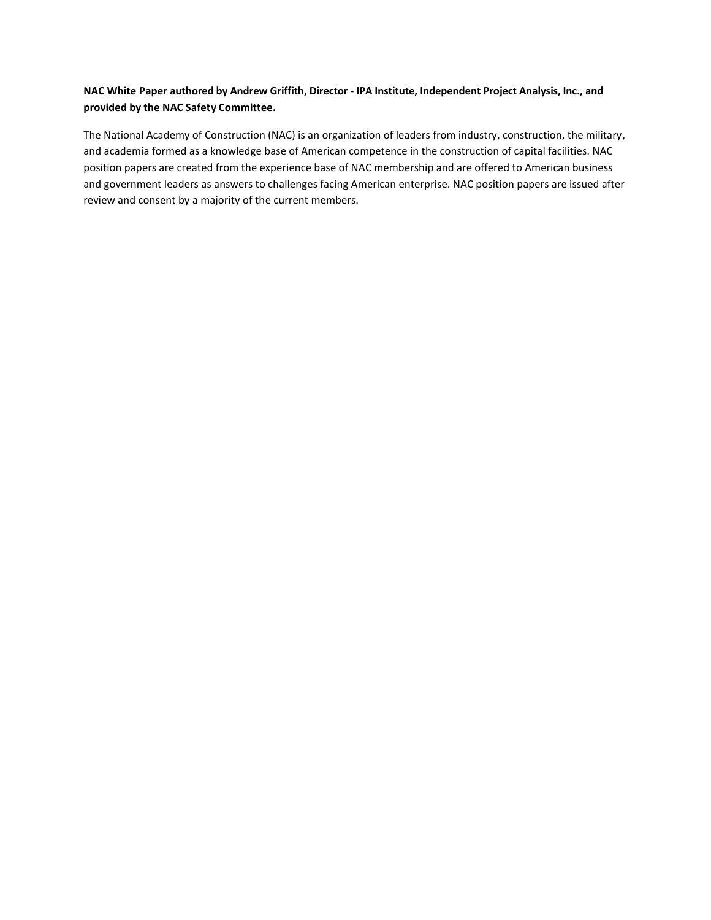**NAC White Paper authored by Andrew Griffith, Director - IPA Institute, Independent Project Analysis, Inc., and provided by the NAC Safety Committee.**

The National Academy of Construction (NAC) is an organization of leaders from industry, construction, the military, and academia formed as a knowledge base of American competence in the construction of capital facilities. NAC position papers are created from the experience base of NAC membership and are offered to American business and government leaders as answers to challenges facing American enterprise. NAC position papers are issued after review and consent by a majority of the current members.